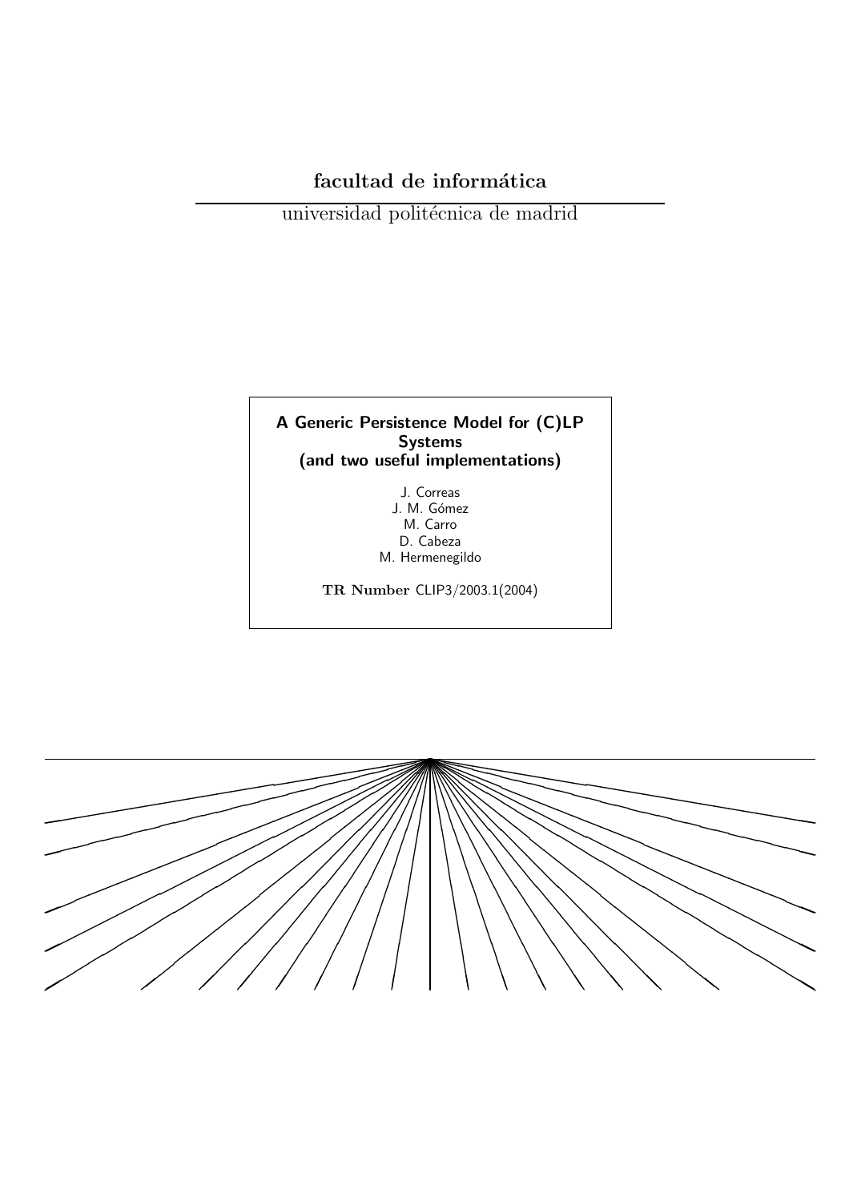**facultad de informática**

universidad politécnica de madrid

**A Generic Persistence Model for (C)LP Systems (and two useful implementations)**

J. Correas
J. M. Gómez
M. Carro
D. Cabeza
M. Hermenegildo

**TR Number** CLIP3/2003.1(2004)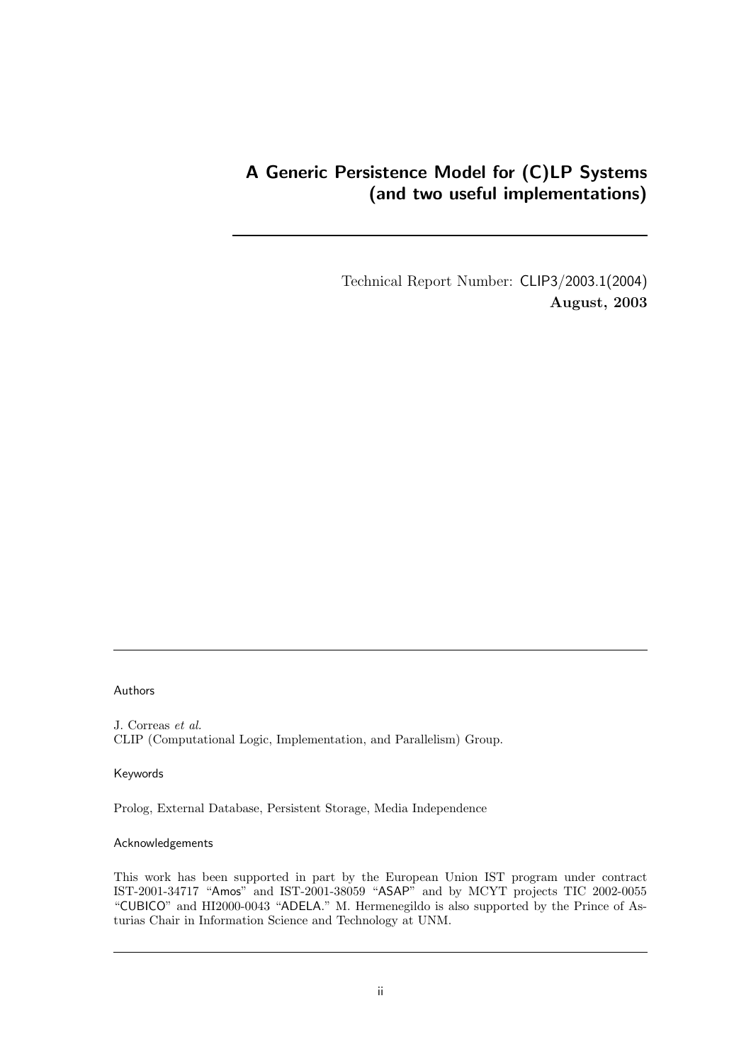# A Generic Persistence Model for (C)LP Systems (and two useful implementations)

Technical Report Number: CLIP3/2003.1(2004)
**August, 2003**

Authors

J. Correas *et al.*
CLIP (Computational Logic, Implementation, and Parallelism) Group.

Keywords

Prolog, External Database, Persistent Storage, Media Independence

Acknowledgements

This work has been supported in part by the European Union IST program under contract IST-2001-34717 "Amos" and IST-2001-38059 "ASAP" and by MCYT projects TIC 2002-0055 "CUBICO" and HI2000-0043 "ADELA." M. Hermenegildo is also supported by the Prince of Asturias Chair in Information Science and Technology at UNM.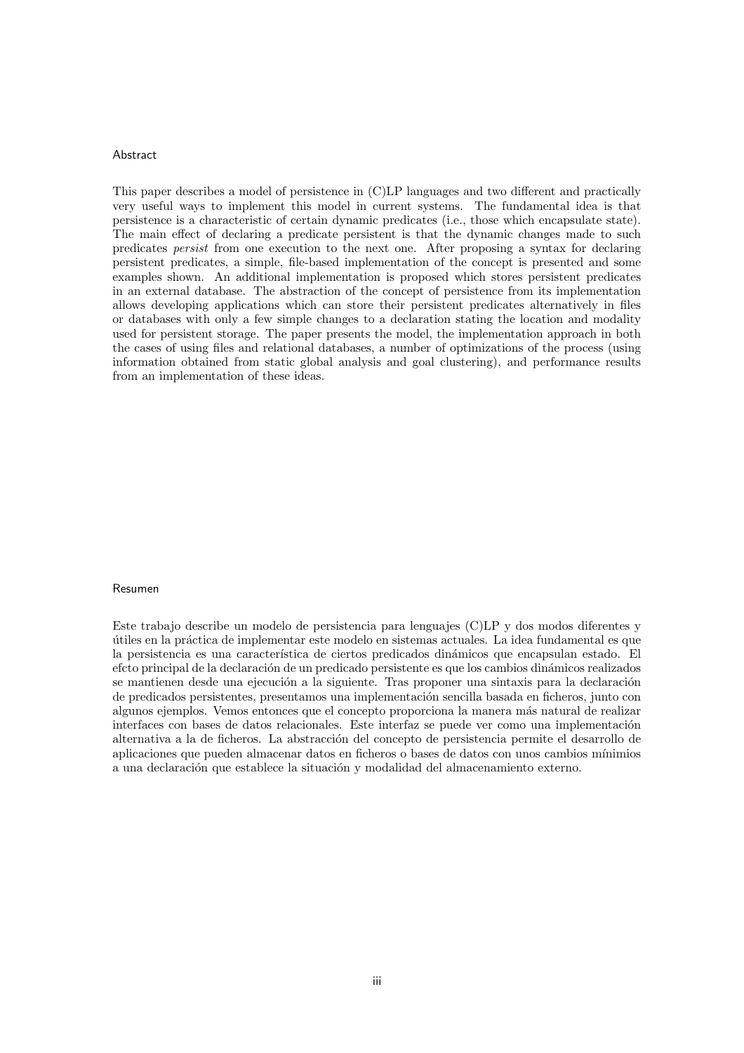## Abstract

This paper describes a model of persistence in (C)LP languages and two different and practically very useful ways to implement this model in current systems. The fundamental idea is that persistence is a characteristic of certain dynamic predicates (i.e., those which encapsulate state). The main effect of declaring a predicate persistent is that the dynamic changes made to such predicates *persist* from one execution to the next one. After proposing a syntax for declaring persistent predicates, a simple, file-based implementation of the concept is presented and some examples shown. An additional implementation is proposed which stores persistent predicates in an external database. The abstraction of the concept of persistence from its implementation allows developing applications which can store their persistent predicates alternatively in files or databases with only a few simple changes to a declaration stating the location and modality used for persistent storage. The paper presents the model, the implementation approach in both the cases of using files and relational databases, a number of optimizations of the process (using information obtained from static global analysis and goal clustering), and performance results from an implementation of these ideas.

## Resumen

Este trabajo describe un modelo de persistencia para lenguajes (C)LP y dos modos diferentes y útiles en la práctica de implementar este modelo en sistemas actuales. La idea fundamental es que la persistencia es una característica de ciertos predicados dinámicos que encapsulan estado. El efcto principal de la declaración de un predicado persistente es que los cambios dinámicos realizados se mantienen desde una ejecución a la siguiente. Tras proponer una sintaxis para la declaración de predicados persistentes, presentamos una implementación sencilla basada en ficheros, junto con algunos ejemplos. Vemos entonces que el concepto proporciona la manera más natural de realizar interfaces con bases de datos relacionales. Este interfaz se puede ver como una implementación alternativa a la de ficheros. La abstracción del concepto de persistencia permite el desarrollo de aplicaciones que pueden almacenar datos en ficheros o bases de datos con unos cambios mínimios a una declaración que establece la situación y modalidad del almacenamiento externo.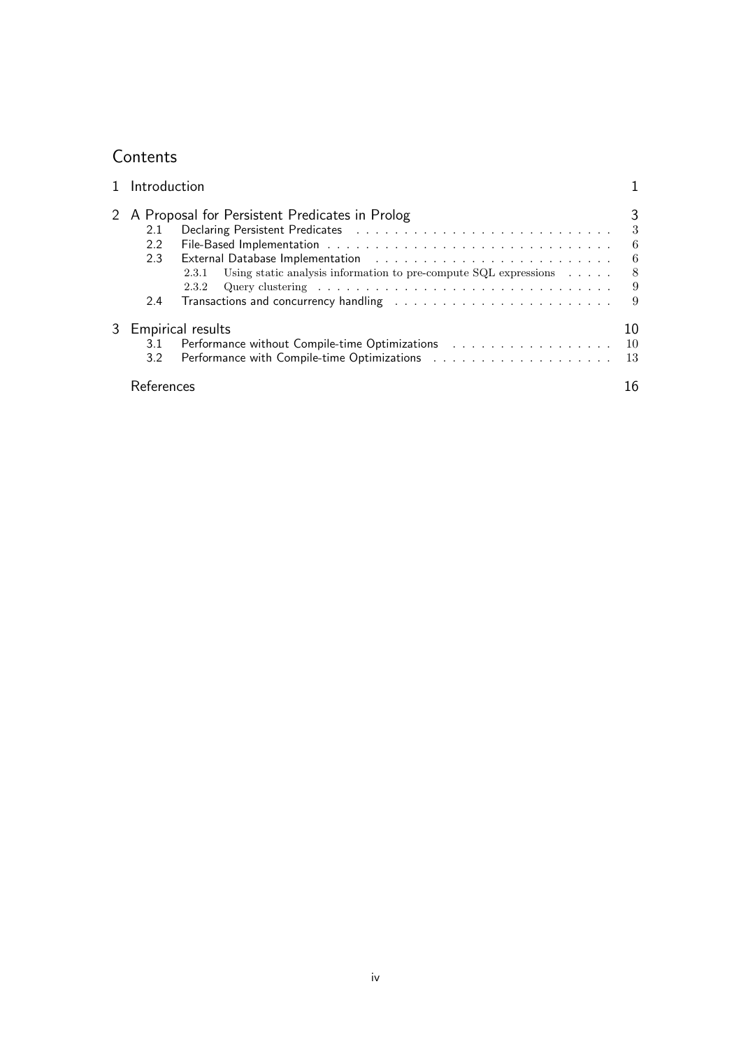## Contents

1 Introduction 1

2 A Proposal for Persistent Predicates in Prolog 3
- 2.1 Declaring Persistent Predicates 3
- 2.2 File-Based Implementation 6
- 2.3 External Database Implementation 6
  - 2.3.1 Using static analysis information to pre-compute SQL expressions 8
  - 2.3.2 Query clustering 9
- 2.4 Transactions and concurrency handling 9

3 Empirical results 10
- 3.1 Performance without Compile-time Optimizations 10
- 3.2 Performance with Compile-time Optimizations 13

References 16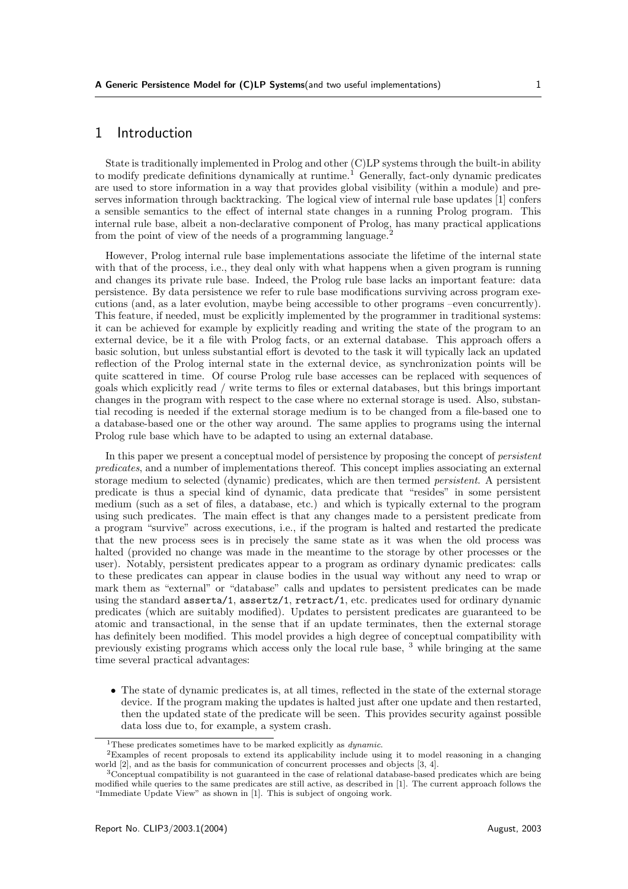# 1 Introduction

State is traditionally implemented in Prolog and other (C)LP systems through the built-in ability to modify predicate definitions dynamically at runtime.[1] Generally, fact-only dynamic predicates are used to store information in a way that provides global visibility (within a module) and preserves information through backtracking. The logical view of internal rule base updates [1] confers a sensible semantics to the effect of internal state changes in a running Prolog program. This internal rule base, albeit a non-declarative component of Prolog, has many practical applications from the point of view of the needs of a programming language.[2]

However, Prolog internal rule base implementations associate the lifetime of the internal state with that of the process, i.e., they deal only with what happens when a given program is running and changes its private rule base. Indeed, the Prolog rule base lacks an important feature: data persistence. By data persistence we refer to rule base modifications surviving across program executions (and, as a later evolution, maybe being accessible to other programs –even concurrently). This feature, if needed, must be explicitly implemented by the programmer in traditional systems: it can be achieved for example by explicitly reading and writing the state of the program to an external device, be it a file with Prolog facts, or an external database. This approach offers a basic solution, but unless substantial effort is devoted to the task it will typically lack an updated reflection of the Prolog internal state in the external device, as synchronization points will be quite scattered in time. Of course Prolog rule base accesses can be replaced with sequences of goals which explicitly read / write terms to files or external databases, but this brings important changes in the program with respect to the case where no external storage is used. Also, substantial recoding is needed if the external storage medium is to be changed from a file-based one to a database-based one or the other way around. The same applies to programs using the internal Prolog rule base which have to be adapted to using an external database.

In this paper we present a conceptual model of persistence by proposing the concept of *persistent predicates*, and a number of implementations thereof. This concept implies associating an external storage medium to selected (dynamic) predicates, which are then termed *persistent*. A persistent predicate is thus a special kind of dynamic, data predicate that "resides" in some persistent medium (such as a set of files, a database, etc.) and which is typically external to the program using such predicates. The main effect is that any changes made to a persistent predicate from a program "survive" across executions, i.e., if the program is halted and restarted the predicate that the new process sees is in precisely the same state as it was when the old process was halted (provided no change was made in the meantime to the storage by other processes or the user). Notably, persistent predicates appear to a program as ordinary dynamic predicates: calls to these predicates can appear in clause bodies in the usual way without any need to wrap or mark them as "external" or "database" calls and updates to persistent predicates can be made using the standard `asserta/1`, `assertz/1`, `retract/1`, etc. predicates used for ordinary dynamic predicates (which are suitably modified). Updates to persistent predicates are guaranteed to be atomic and transactional, in the sense that if an update terminates, then the external storage has definitely been modified. This model provides a high degree of conceptual compatibility with previously existing programs which access only the local rule base, [3] while bringing at the same time several practical advantages:

- The state of dynamic predicates is, at all times, reflected in the state of the external storage device. If the program making the updates is halted just after one update and then restarted, then the updated state of the predicate will be seen. This provides security against possible data loss due to, for example, a system crash.

---

[1] These predicates sometimes have to be marked explicitly as *dynamic*.

[2] Examples of recent proposals to extend its applicability include using it to model reasoning in a changing world [2], and as the basis for communication of concurrent processes and objects [3, 4].

[3] Conceptual compatibility is not guaranteed in the case of relational database-based predicates which are being modified while queries to the same predicates are still active, as described in [1]. The current approach follows the "Immediate Update View" as shown in [1]. This is subject of ongoing work.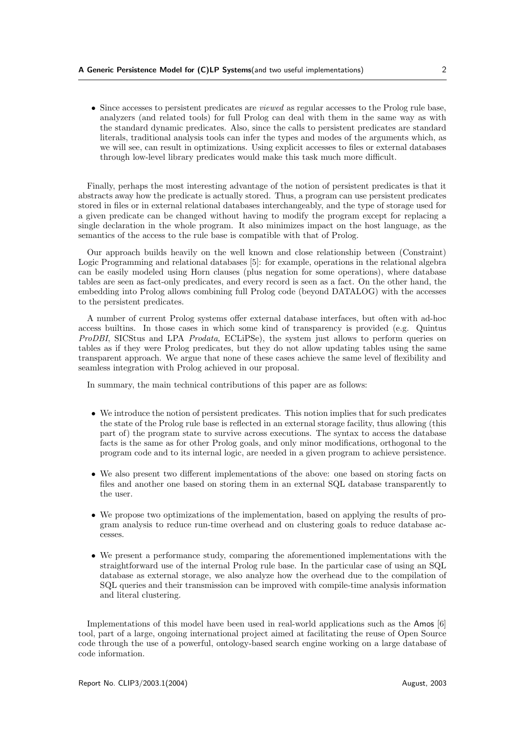- Since accesses to persistent predicates are *viewed* as regular accesses to the Prolog rule base, analyzers (and related tools) for full Prolog can deal with them in the same way as with the standard dynamic predicates. Also, since the calls to persistent predicates are standard literals, traditional analysis tools can infer the types and modes of the arguments which, as we will see, can result in optimizations. Using explicit accesses to files or external databases through low-level library predicates would make this task much more difficult.

Finally, perhaps the most interesting advantage of the notion of persistent predicates is that it abstracts away how the predicate is actually stored. Thus, a program can use persistent predicates stored in files or in external relational databases interchangeably, and the type of storage used for a given predicate can be changed without having to modify the program except for replacing a single declaration in the whole program. It also minimizes impact on the host language, as the semantics of the access to the rule base is compatible with that of Prolog.

Our approach builds heavily on the well known and close relationship between (Constraint) Logic Programming and relational databases [5]: for example, operations in the relational algebra can be easily modeled using Horn clauses (plus negation for some operations), where database tables are seen as fact-only predicates, and every record is seen as a fact. On the other hand, the embedding into Prolog allows combining full Prolog code (beyond DATALOG) with the accesses to the persistent predicates.

A number of current Prolog systems offer external database interfaces, but often with ad-hoc access builtins. In those cases in which some kind of transparency is provided (e.g. Quintus *ProDBI*, SICStus and LPA *Prodata*, ECLiPSe), the system just allows to perform queries on tables as if they were Prolog predicates, but they do not allow updating tables using the same transparent approach. We argue that none of these cases achieve the same level of flexibility and seamless integration with Prolog achieved in our proposal.

In summary, the main technical contributions of this paper are as follows:

- We introduce the notion of persistent predicates. This notion implies that for such predicates the state of the Prolog rule base is reflected in an external storage facility, thus allowing (this part of) the program state to survive across executions. The syntax to access the database facts is the same as for other Prolog goals, and only minor modifications, orthogonal to the program code and to its internal logic, are needed in a given program to achieve persistence.
- We also present two different implementations of the above: one based on storing facts on files and another one based on storing them in an external SQL database transparently to the user.
- We propose two optimizations of the implementation, based on applying the results of program analysis to reduce run-time overhead and on clustering goals to reduce database accesses.
- We present a performance study, comparing the aforementioned implementations with the straightforward use of the internal Prolog rule base. In the particular case of using an SQL database as external storage, we also analyze how the overhead due to the compilation of SQL queries and their transmission can be improved with compile-time analysis information and literal clustering.

Implementations of this model have been used in real-world applications such as the Amos [6] tool, part of a large, ongoing international project aimed at facilitating the reuse of Open Source code through the use of a powerful, ontology-based search engine working on a large database of code information.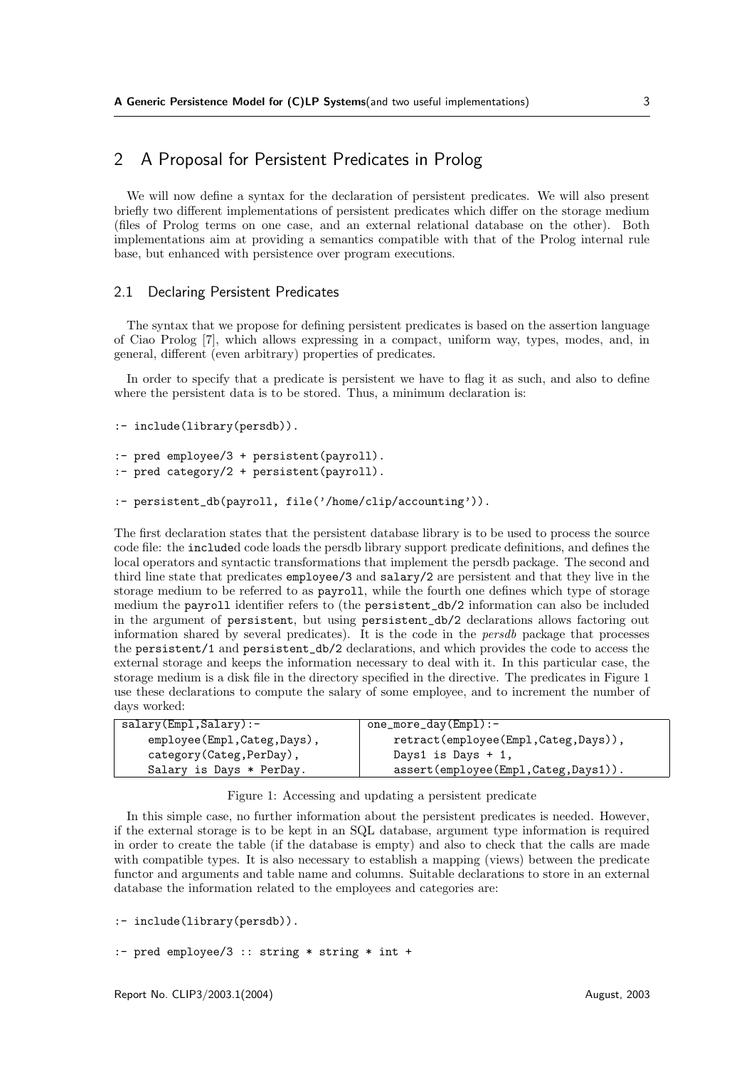## 2 A Proposal for Persistent Predicates in Prolog

We will now define a syntax for the declaration of persistent predicates. We will also present briefly two different implementations of persistent predicates which differ on the storage medium (files of Prolog terms on one case, and an external relational database on the other). Both implementations aim at providing a semantics compatible with that of the Prolog internal rule base, but enhanced with persistence over program executions.

### 2.1 Declaring Persistent Predicates

The syntax that we propose for defining persistent predicates is based on the assertion language of Ciao Prolog [7], which allows expressing in a compact, uniform way, types, modes, and, in general, different (even arbitrary) properties of predicates.

In order to specify that a predicate is persistent we have to flag it as such, and also to define where the persistent data is to be stored. Thus, a minimum declaration is:

```
:- include(library(persdb)).

:- pred employee/3 + persistent(payroll).
:- pred category/2 + persistent(payroll).

:- persistent_db(payroll, file('/home/clip/accounting')).
```

The first declaration states that the persistent database library is to be used to process the source code file: the `include`d code loads the persdb library support predicate definitions, and defines the local operators and syntactic transformations that implement the persdb package. The second and third line state that predicates `employee/3` and `salary/2` are persistent and that they live in the storage medium to be referred to as `payroll`, while the fourth one defines which type of storage medium the `payroll` identifier refers to (the `persistent_db/2` information can also be included in the argument of `persistent`, but using `persistent_db/2` declarations allows factoring out information shared by several predicates). It is the code in the *persdb* package that processes the `persistent/1` and `persistent_db/2` declarations, and which provides the code to access the external storage and keeps the information necessary to deal with it. In this particular case, the storage medium is a disk file in the directory specified in the directive. The predicates in Figure 1 use these declarations to compute the salary of some employee, and to increment the number of days worked:

| | |
|---|---|
| `salary(Empl,Salary):-`<br>`    employee(Empl,Categ,Days),`<br>`    category(Categ,PerDay),`<br>`    Salary is Days * PerDay.` | `one_more_day(Empl):-`<br>`    retract(employee(Empl,Categ,Days)),`<br>`    Days1 is Days + 1,`<br>`    assert(employee(Empl,Categ,Days1)).` |

Figure 1: Accessing and updating a persistent predicate

In this simple case, no further information about the persistent predicates is needed. However, if the external storage is to be kept in an SQL database, argument type information is required in order to create the table (if the database is empty) and also to check that the calls are made with compatible types. It is also necessary to establish a mapping (views) between the predicate functor and arguments and table name and columns. Suitable declarations to store in an external database the information related to the employees and categories are:

```
:- include(library(persdb)).

:- pred employee/3 :: string * string * int +
```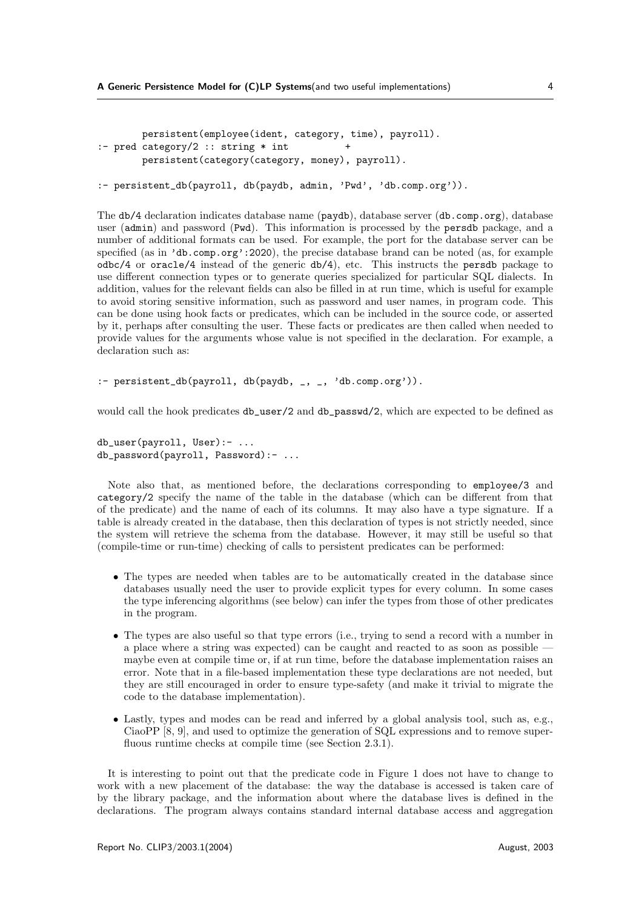```
        persistent(employee(ident, category, time), payroll).
:- pred category/2 :: string * int          +
        persistent(category(category, money), payroll).

:- persistent_db(payroll, db(paydb, admin, 'Pwd', 'db.comp.org')).
```

The db/4 declaration indicates database name (paydb), database server (db.comp.org), database user (admin) and password (Pwd). This information is processed by the persdb package, and a number of additional formats can be used. For example, the port for the database server can be specified (as in 'db.comp.org':2020), the precise database brand can be noted (as, for example odbc/4 or oracle/4 instead of the generic db/4), etc. This instructs the persdb package to use different connection types or to generate queries specialized for particular SQL dialects. In addition, values for the relevant fields can also be filled in at run time, which is useful for example to avoid storing sensitive information, such as password and user names, in program code. This can be done using hook facts or predicates, which can be included in the source code, or asserted by it, perhaps after consulting the user. These facts or predicates are then called when needed to provide values for the arguments whose value is not specified in the declaration. For example, a declaration such as:

```
:- persistent_db(payroll, db(paydb, _, _, 'db.comp.org')).
```

would call the hook predicates db_user/2 and db_passwd/2, which are expected to be defined as

```
db_user(payroll, User):- ...
db_password(payroll, Password):- ...
```

Note also that, as mentioned before, the declarations corresponding to employee/3 and category/2 specify the name of the table in the database (which can be different from that of the predicate) and the name of each of its columns. It may also have a type signature. If a table is already created in the database, then this declaration of types is not strictly needed, since the system will retrieve the schema from the database. However, it may still be useful so that (compile-time or run-time) checking of calls to persistent predicates can be performed:

- The types are needed when tables are to be automatically created in the database since databases usually need the user to provide explicit types for every column. In some cases the type inferencing algorithms (see below) can infer the types from those of other predicates in the program.
- The types are also useful so that type errors (i.e., trying to send a record with a number in a place where a string was expected) can be caught and reacted to as soon as possible — maybe even at compile time or, if at run time, before the database implementation raises an error. Note that in a file-based implementation these type declarations are not needed, but they are still encouraged in order to ensure type-safety (and make it trivial to migrate the code to the database implementation).
- Lastly, types and modes can be read and inferred by a global analysis tool, such as, e.g., CiaoPP [8, 9], and used to optimize the generation of SQL expressions and to remove superfluous runtime checks at compile time (see Section 2.3.1).

It is interesting to point out that the predicate code in Figure 1 does not have to change to work with a new placement of the database: the way the database is accessed is taken care of by the library package, and the information about where the database lives is defined in the declarations. The program always contains standard internal database access and aggregation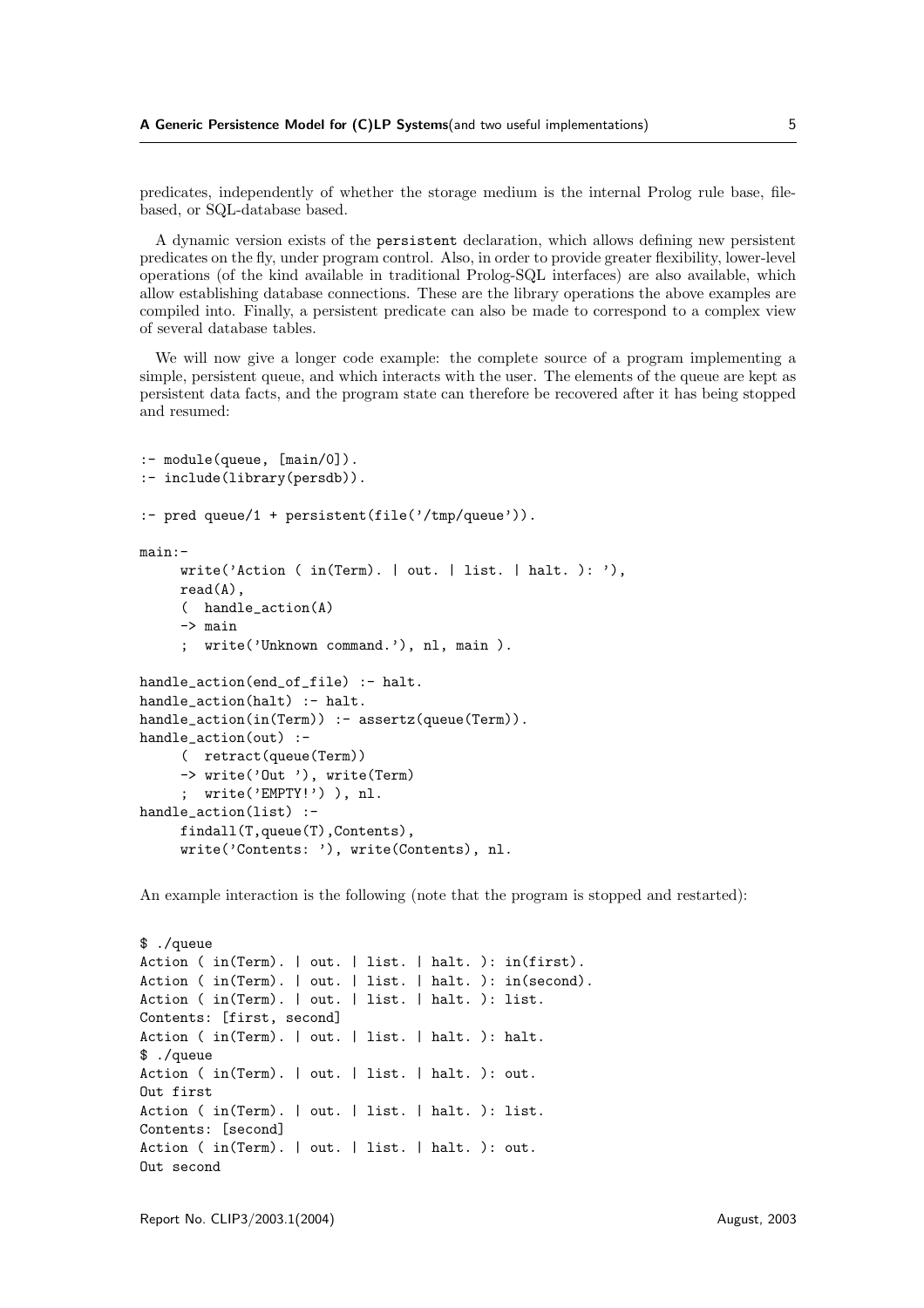predicates, independently of whether the storage medium is the internal Prolog rule base, file-based, or SQL-database based.

A dynamic version exists of the `persistent` declaration, which allows defining new persistent predicates on the fly, under program control. Also, in order to provide greater flexibility, lower-level operations (of the kind available in traditional Prolog-SQL interfaces) are also available, which allow establishing database connections. These are the library operations the above examples are compiled into. Finally, a persistent predicate can also be made to correspond to a complex view of several database tables.

We will now give a longer code example: the complete source of a program implementing a simple, persistent queue, and which interacts with the user. The elements of the queue are kept as persistent data facts, and the program state can therefore be recovered after it has being stopped and resumed:

```
:- module(queue, [main/0]).
:- include(library(persdb)).

:- pred queue/1 + persistent(file('/tmp/queue')).

main:-
     write('Action ( in(Term). | out. | list. | halt. ): '),
     read(A),
     (  handle_action(A)
     -> main
     ;  write('Unknown command.'), nl, main ).

handle_action(end_of_file) :- halt.
handle_action(halt) :- halt.
handle_action(in(Term)) :- assertz(queue(Term)).
handle_action(out) :-
     (  retract(queue(Term))
     -> write('Out '), write(Term)
     ;  write('EMPTY!') ), nl.
handle_action(list) :-
     findall(T,queue(T),Contents),
     write('Contents: '), write(Contents), nl.
```

An example interaction is the following (note that the program is stopped and restarted):

```
$ ./queue
Action ( in(Term). | out. | list. | halt. ): in(first).
Action ( in(Term). | out. | list. | halt. ): in(second).
Action ( in(Term). | out. | list. | halt. ): list.
Contents: [first, second]
Action ( in(Term). | out. | list. | halt. ): halt.
$ ./queue
Action ( in(Term). | out. | list. | halt. ): out.
Out first
Action ( in(Term). | out. | list. | halt. ): list.
Contents: [second]
Action ( in(Term). | out. | list. | halt. ): out.
Out second
```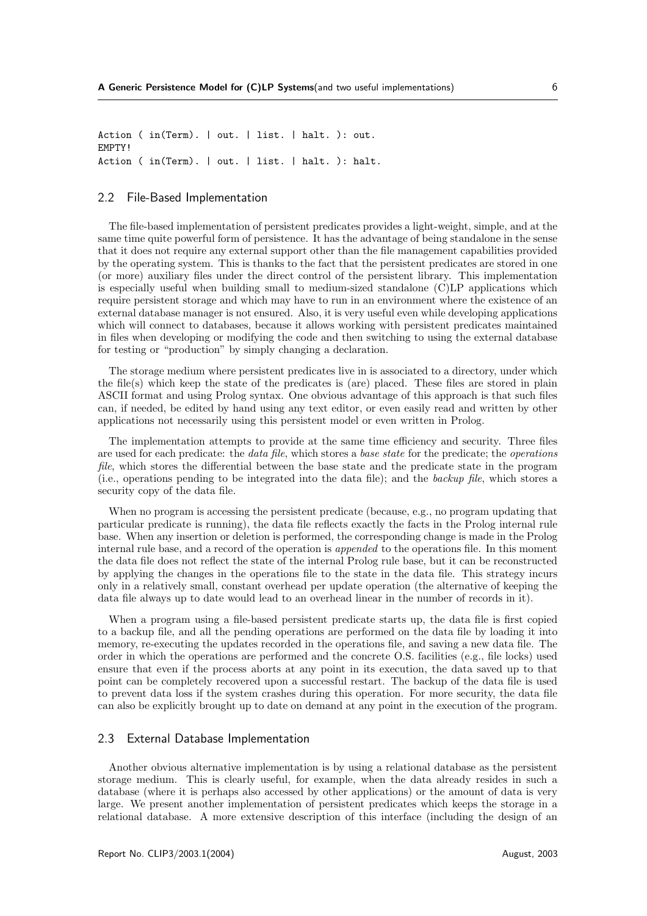```
Action ( in(Term). | out. | list. | halt. ): out.
EMPTY!
Action ( in(Term). | out. | list. | halt. ): halt.
```

## 2.2 File-Based Implementation

The file-based implementation of persistent predicates provides a light-weight, simple, and at the same time quite powerful form of persistence. It has the advantage of being standalone in the sense that it does not require any external support other than the file management capabilities provided by the operating system. This is thanks to the fact that the persistent predicates are stored in one (or more) auxiliary files under the direct control of the persistent library. This implementation is especially useful when building small to medium-sized standalone (C)LP applications which require persistent storage and which may have to run in an environment where the existence of an external database manager is not ensured. Also, it is very useful even while developing applications which will connect to databases, because it allows working with persistent predicates maintained in files when developing or modifying the code and then switching to using the external database for testing or "production" by simply changing a declaration.

The storage medium where persistent predicates live in is associated to a directory, under which the file(s) which keep the state of the predicates is (are) placed. These files are stored in plain ASCII format and using Prolog syntax. One obvious advantage of this approach is that such files can, if needed, be edited by hand using any text editor, or even easily read and written by other applications not necessarily using this persistent model or even written in Prolog.

The implementation attempts to provide at the same time efficiency and security. Three files are used for each predicate: the *data file*, which stores a *base state* for the predicate; the *operations file*, which stores the differential between the base state and the predicate state in the program (i.e., operations pending to be integrated into the data file); and the *backup file*, which stores a security copy of the data file.

When no program is accessing the persistent predicate (because, e.g., no program updating that particular predicate is running), the data file reflects exactly the facts in the Prolog internal rule base. When any insertion or deletion is performed, the corresponding change is made in the Prolog internal rule base, and a record of the operation is *appended* to the operations file. In this moment the data file does not reflect the state of the internal Prolog rule base, but it can be reconstructed by applying the changes in the operations file to the state in the data file. This strategy incurs only in a relatively small, constant overhead per update operation (the alternative of keeping the data file always up to date would lead to an overhead linear in the number of records in it).

When a program using a file-based persistent predicate starts up, the data file is first copied to a backup file, and all the pending operations are performed on the data file by loading it into memory, re-executing the updates recorded in the operations file, and saving a new data file. The order in which the operations are performed and the concrete O.S. facilities (e.g., file locks) used ensure that even if the process aborts at any point in its execution, the data saved up to that point can be completely recovered upon a successful restart. The backup of the data file is used to prevent data loss if the system crashes during this operation. For more security, the data file can also be explicitly brought up to date on demand at any point in the execution of the program.

## 2.3 External Database Implementation

Another obvious alternative implementation is by using a relational database as the persistent storage medium. This is clearly useful, for example, when the data already resides in such a database (where it is perhaps also accessed by other applications) or the amount of data is very large. We present another implementation of persistent predicates which keeps the storage in a relational database. A more extensive description of this interface (including the design of an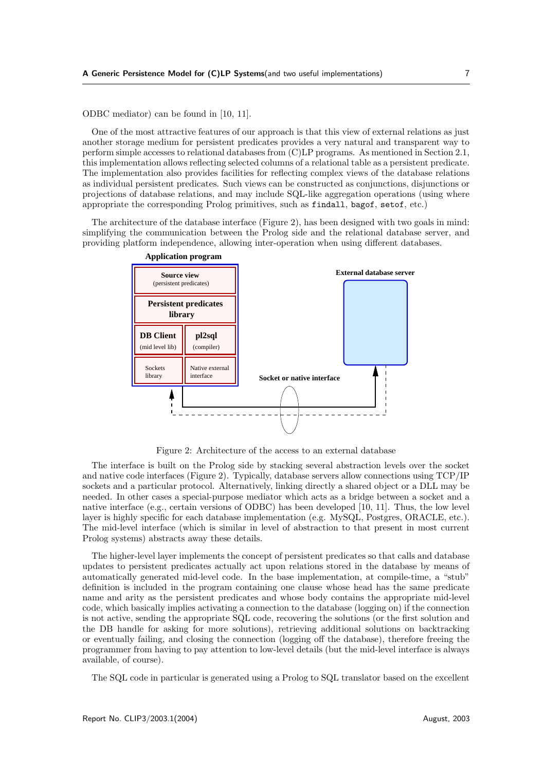ODBC mediator) can be found in [10, 11].

One of the most attractive features of our approach is that this view of external relations as just another storage medium for persistent predicates provides a very natural and transparent way to perform simple accesses to relational databases from (C)LP programs. As mentioned in Section 2.1, this implementation allows reflecting selected columns of a relational table as a persistent predicate. The implementation also provides facilities for reflecting complex views of the database relations as individual persistent predicates. Such views can be constructed as conjunctions, disjunctions or projections of database relations, and may include SQL-like aggregation operations (using where appropriate the corresponding Prolog primitives, such as `findall`, `bagof`, `setof`, etc.)

The architecture of the database interface (Figure 2), has been designed with two goals in mind: simplifying the communication between the Prolog side and the relational database server, and providing platform independence, allowing inter-operation when using different databases.

Figure 2: Architecture of the access to an external database

The interface is built on the Prolog side by stacking several abstraction levels over the socket and native code interfaces (Figure 2). Typically, database servers allow connections using TCP/IP sockets and a particular protocol. Alternatively, linking directly a shared object or a DLL may be needed. In other cases a special-purpose mediator which acts as a bridge between a socket and a native interface (e.g., certain versions of ODBC) has been developed [10, 11]. Thus, the low level layer is highly specific for each database implementation (e.g. MySQL, Postgres, ORACLE, etc.). The mid-level interface (which is similar in level of abstraction to that present in most current Prolog systems) abstracts away these details.

The higher-level layer implements the concept of persistent predicates so that calls and database updates to persistent predicates actually act upon relations stored in the database by means of automatically generated mid-level code. In the base implementation, at compile-time, a "stub" definition is included in the program containing one clause whose head has the same predicate name and arity as the persistent predicates and whose body contains the appropriate mid-level code, which basically implies activating a connection to the database (logging on) if the connection is not active, sending the appropriate SQL code, recovering the solutions (or the first solution and the DB handle for asking for more solutions), retrieving additional solutions on backtracking or eventually failing, and closing the connection (logging off the database), therefore freeing the programmer from having to pay attention to low-level details (but the mid-level interface is always available, of course).

The SQL code in particular is generated using a Prolog to SQL translator based on the excellent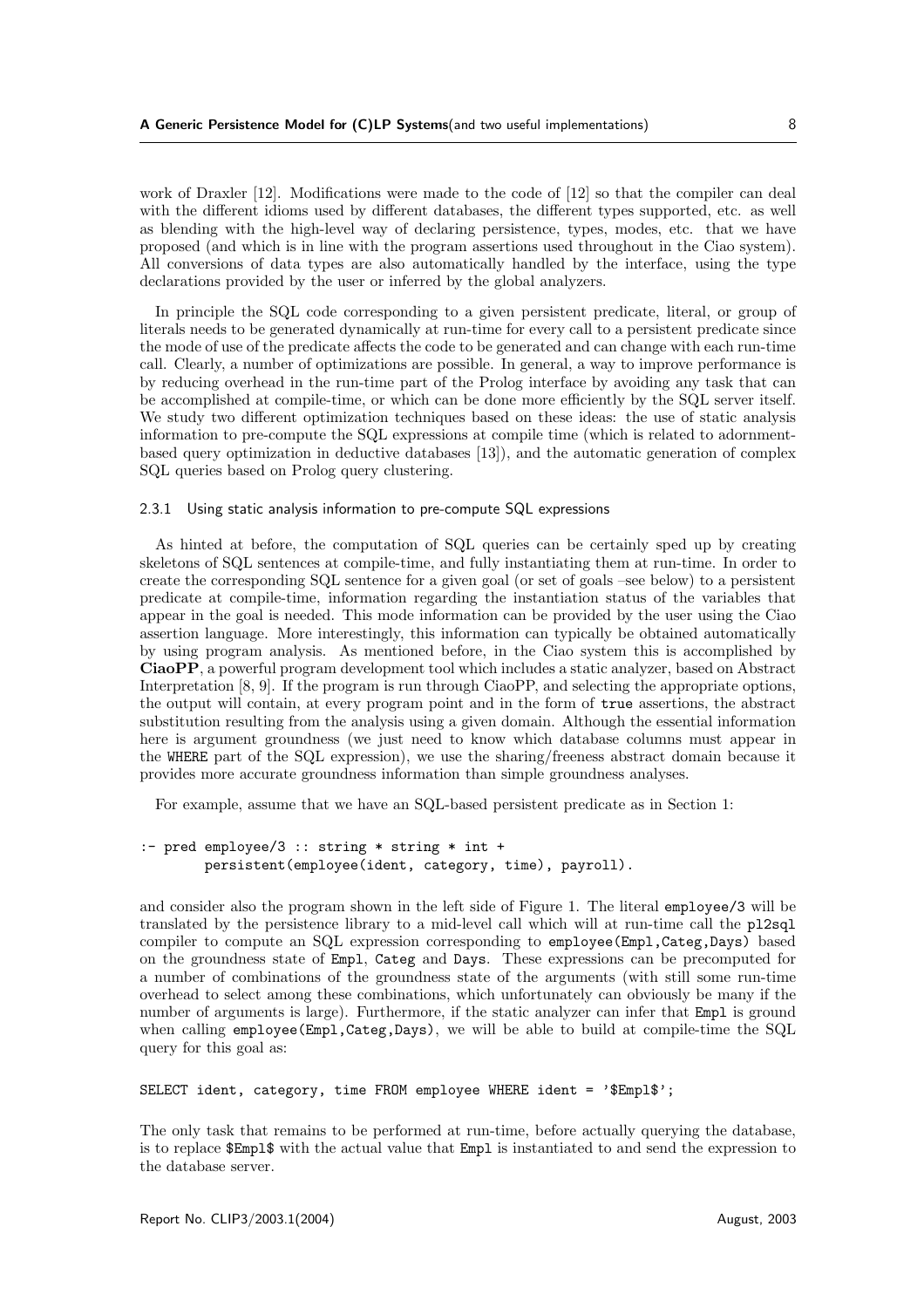work of Draxler [12]. Modifications were made to the code of [12] so that the compiler can deal with the different idioms used by different databases, the different types supported, etc. as well as blending with the high-level way of declaring persistence, types, modes, etc. that we have proposed (and which is in line with the program assertions used throughout in the Ciao system). All conversions of data types are also automatically handled by the interface, using the type declarations provided by the user or inferred by the global analyzers.

In principle the SQL code corresponding to a given persistent predicate, literal, or group of literals needs to be generated dynamically at run-time for every call to a persistent predicate since the mode of use of the predicate affects the code to be generated and can change with each run-time call. Clearly, a number of optimizations are possible. In general, a way to improve performance is by reducing overhead in the run-time part of the Prolog interface by avoiding any task that can be accomplished at compile-time, or which can be done more efficiently by the SQL server itself. We study two different optimization techniques based on these ideas: the use of static analysis information to pre-compute the SQL expressions at compile time (which is related to adornment-based query optimization in deductive databases [13]), and the automatic generation of complex SQL queries based on Prolog query clustering.

#### 2.3.1 Using static analysis information to pre-compute SQL expressions

As hinted at before, the computation of SQL queries can be certainly sped up by creating skeletons of SQL sentences at compile-time, and fully instantiating them at run-time. In order to create the corresponding SQL sentence for a given goal (or set of goals –see below) to a persistent predicate at compile-time, information regarding the instantiation status of the variables that appear in the goal is needed. This mode information can be provided by the user using the Ciao assertion language. More interestingly, this information can typically be obtained automatically by using program analysis. As mentioned before, in the Ciao system this is accomplished by **CiaoPP**, a powerful program development tool which includes a static analyzer, based on Abstract Interpretation [8, 9]. If the program is run through CiaoPP, and selecting the appropriate options, the output will contain, at every program point and in the form of `true` assertions, the abstract substitution resulting from the analysis using a given domain. Although the essential information here is argument groundness (we just need to know which database columns must appear in the `WHERE` part of the SQL expression), we use the sharing/freeness abstract domain because it provides more accurate groundness information than simple groundness analyses.

For example, assume that we have an SQL-based persistent predicate as in Section 1:

```
:- pred employee/3 :: string * string * int +
        persistent(employee(ident, category, time), payroll).
```

and consider also the program shown in the left side of Figure 1. The literal `employee/3` will be translated by the persistence library to a mid-level call which will at run-time call the `pl2sql` compiler to compute an SQL expression corresponding to `employee(Empl,Categ,Days)` based on the groundness state of `Empl`, `Categ` and `Days`. These expressions can be precomputed for a number of combinations of the groundness state of the arguments (with still some run-time overhead to select among these combinations, which unfortunately can obviously be many if the number of arguments is large). Furthermore, if the static analyzer can infer that `Empl` is ground when calling `employee(Empl,Categ,Days)`, we will be able to build at compile-time the SQL query for this goal as:

```
SELECT ident, category, time FROM employee WHERE ident = '$Empl$';
```

The only task that remains to be performed at run-time, before actually querying the database, is to replace `$Empl$` with the actual value that `Empl` is instantiated to and send the expression to the database server.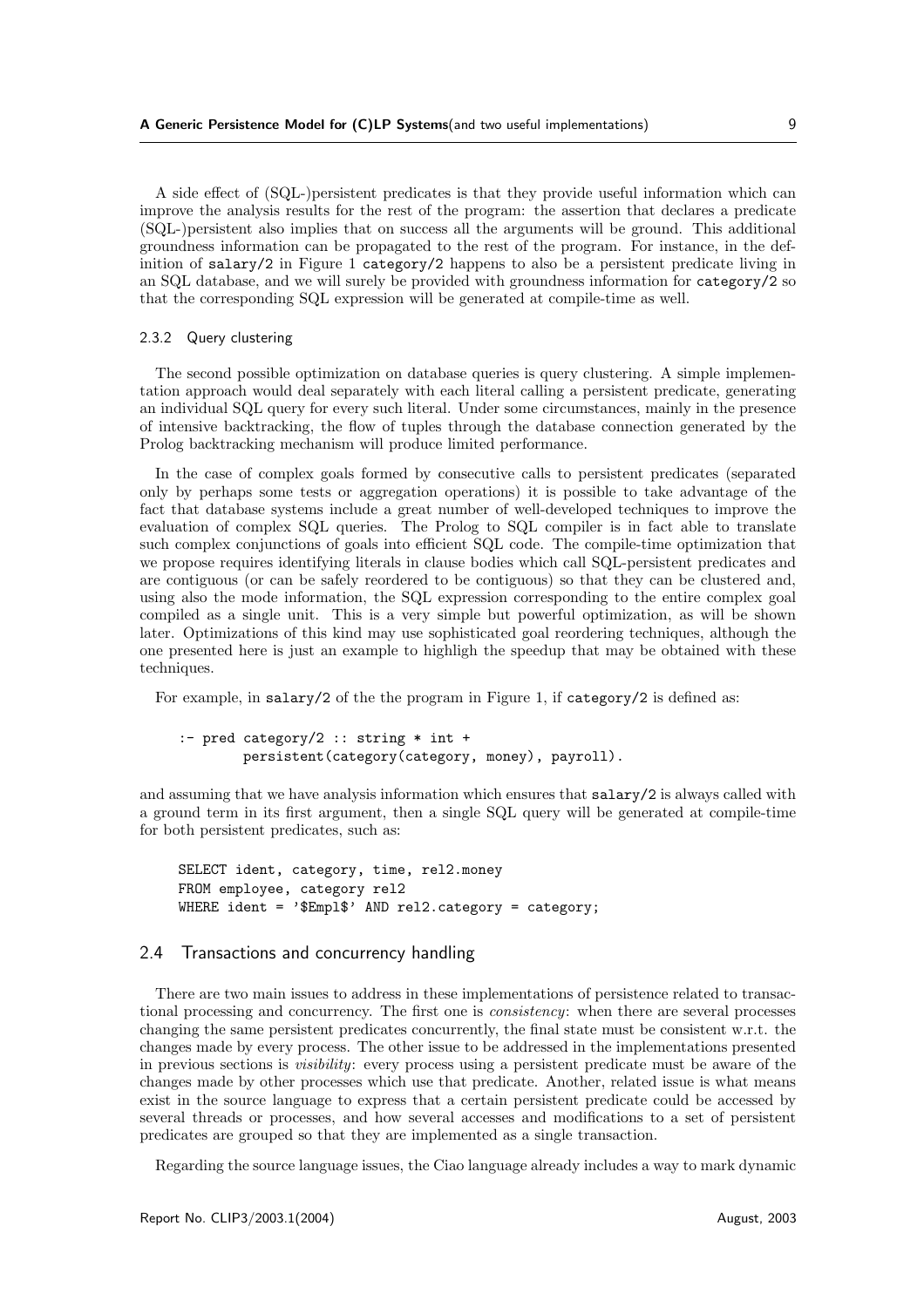A side effect of (SQL-)persistent predicates is that they provide useful information which can improve the analysis results for the rest of the program: the assertion that declares a predicate (SQL-)persistent also implies that on success all the arguments will be ground. This additional groundness information can be propagated to the rest of the program. For instance, in the definition of `salary/2` in Figure 1 `category/2` happens to also be a persistent predicate living in an SQL database, and we will surely be provided with groundness information for `category/2` so that the corresponding SQL expression will be generated at compile-time as well.

#### 2.3.2 Query clustering

The second possible optimization on database queries is query clustering. A simple implementation approach would deal separately with each literal calling a persistent predicate, generating an individual SQL query for every such literal. Under some circumstances, mainly in the presence of intensive backtracking, the flow of tuples through the database connection generated by the Prolog backtracking mechanism will produce limited performance.

In the case of complex goals formed by consecutive calls to persistent predicates (separated only by perhaps some tests or aggregation operations) it is possible to take advantage of the fact that database systems include a great number of well-developed techniques to improve the evaluation of complex SQL queries. The Prolog to SQL compiler is in fact able to translate such complex conjunctions of goals into efficient SQL code. The compile-time optimization that we propose requires identifying literals in clause bodies which call SQL-persistent predicates and are contiguous (or can be safely reordered to be contiguous) so that they can be clustered and, using also the mode information, the SQL expression corresponding to the entire complex goal compiled as a single unit. This is a very simple but powerful optimization, as will be shown later. Optimizations of this kind may use sophisticated goal reordering techniques, although the one presented here is just an example to highligh the speedup that may be obtained with these techniques.

For example, in `salary/2` of the the program in Figure 1, if `category/2` is defined as:

```
:- pred category/2 :: string * int +
        persistent(category(category, money), payroll).
```

and assuming that we have analysis information which ensures that `salary/2` is always called with a ground term in its first argument, then a single SQL query will be generated at compile-time for both persistent predicates, such as:

```
SELECT ident, category, time, rel2.money
FROM employee, category rel2
WHERE ident = '$Empl$' AND rel2.category = category;
```

### 2.4 Transactions and concurrency handling

There are two main issues to address in these implementations of persistence related to transactional processing and concurrency. The first one is *consistency*: when there are several processes changing the same persistent predicates concurrently, the final state must be consistent w.r.t. the changes made by every process. The other issue to be addressed in the implementations presented in previous sections is *visibility*: every process using a persistent predicate must be aware of the changes made by other processes which use that predicate. Another, related issue is what means exist in the source language to express that a certain persistent predicate could be accessed by several threads or processes, and how several accesses and modifications to a set of persistent predicates are grouped so that they are implemented as a single transaction.

Regarding the source language issues, the Ciao language already includes a way to mark dynamic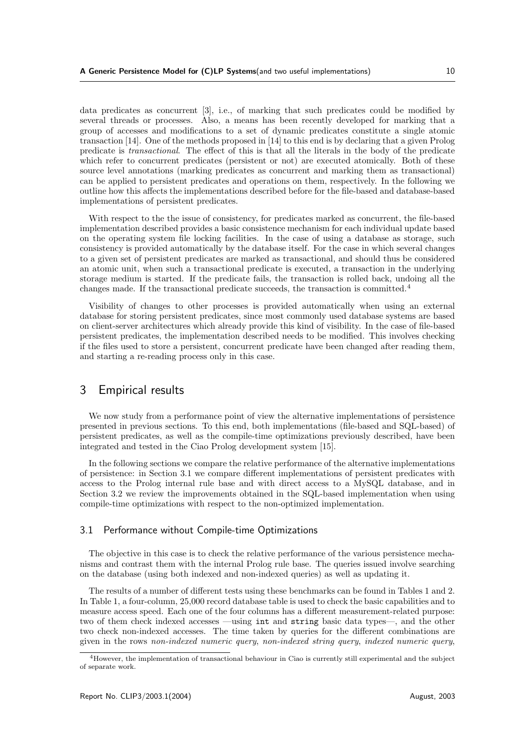data predicates as concurrent [3], i.e., of marking that such predicates could be modified by several threads or processes. Also, a means has been recently developed for marking that a group of accesses and modifications to a set of dynamic predicates constitute a single atomic transaction [14]. One of the methods proposed in [14] to this end is by declaring that a given Prolog predicate is *transactional*. The effect of this is that all the literals in the body of the predicate which refer to concurrent predicates (persistent or not) are executed atomically. Both of these source level annotations (marking predicates as concurrent and marking them as transactional) can be applied to persistent predicates and operations on them, respectively. In the following we outline how this affects the implementations described before for the file-based and database-based implementations of persistent predicates.

With respect to the the issue of consistency, for predicates marked as concurrent, the file-based implementation described provides a basic consistence mechanism for each individual update based on the operating system file locking facilities. In the case of using a database as storage, such consistency is provided automatically by the database itself. For the case in which several changes to a given set of persistent predicates are marked as transactional, and should thus be considered an atomic unit, when such a transactional predicate is executed, a transaction in the underlying storage medium is started. If the predicate fails, the transaction is rolled back, undoing all the changes made. If the transactional predicate succeeds, the transaction is committed.[4]

Visibility of changes to other processes is provided automatically when using an external database for storing persistent predicates, since most commonly used database systems are based on client-server architectures which already provide this kind of visibility. In the case of file-based persistent predicates, the implementation described needs to be modified. This involves checking if the files used to store a persistent, concurrent predicate have been changed after reading them, and starting a re-reading process only in this case.

# 3 Empirical results

We now study from a performance point of view the alternative implementations of persistence presented in previous sections. To this end, both implementations (file-based and SQL-based) of persistent predicates, as well as the compile-time optimizations previously described, have been integrated and tested in the Ciao Prolog development system [15].

In the following sections we compare the relative performance of the alternative implementations of persistence: in Section 3.1 we compare different implementations of persistent predicates with access to the Prolog internal rule base and with direct access to a MySQL database, and in Section 3.2 we review the improvements obtained in the SQL-based implementation when using compile-time optimizations with respect to the non-optimized implementation.

## 3.1 Performance without Compile-time Optimizations

The objective in this case is to check the relative performance of the various persistence mechanisms and contrast them with the internal Prolog rule base. The queries issued involve searching on the database (using both indexed and non-indexed queries) as well as updating it.

The results of a number of different tests using these benchmarks can be found in Tables 1 and 2. In Table 1, a four-column, 25,000 record database table is used to check the basic capabilities and to measure access speed. Each one of the four columns has a different measurement-related purpose: two of them check indexed accesses —using `int` and `string` basic data types—, and the other two check non-indexed accesses. The time taken by queries for the different combinations are given in the rows *non-indexed numeric query*, *non-indexed string query*, *indexed numeric query*,

[4] However, the implementation of transactional behaviour in Ciao is currently still experimental and the subject of separate work.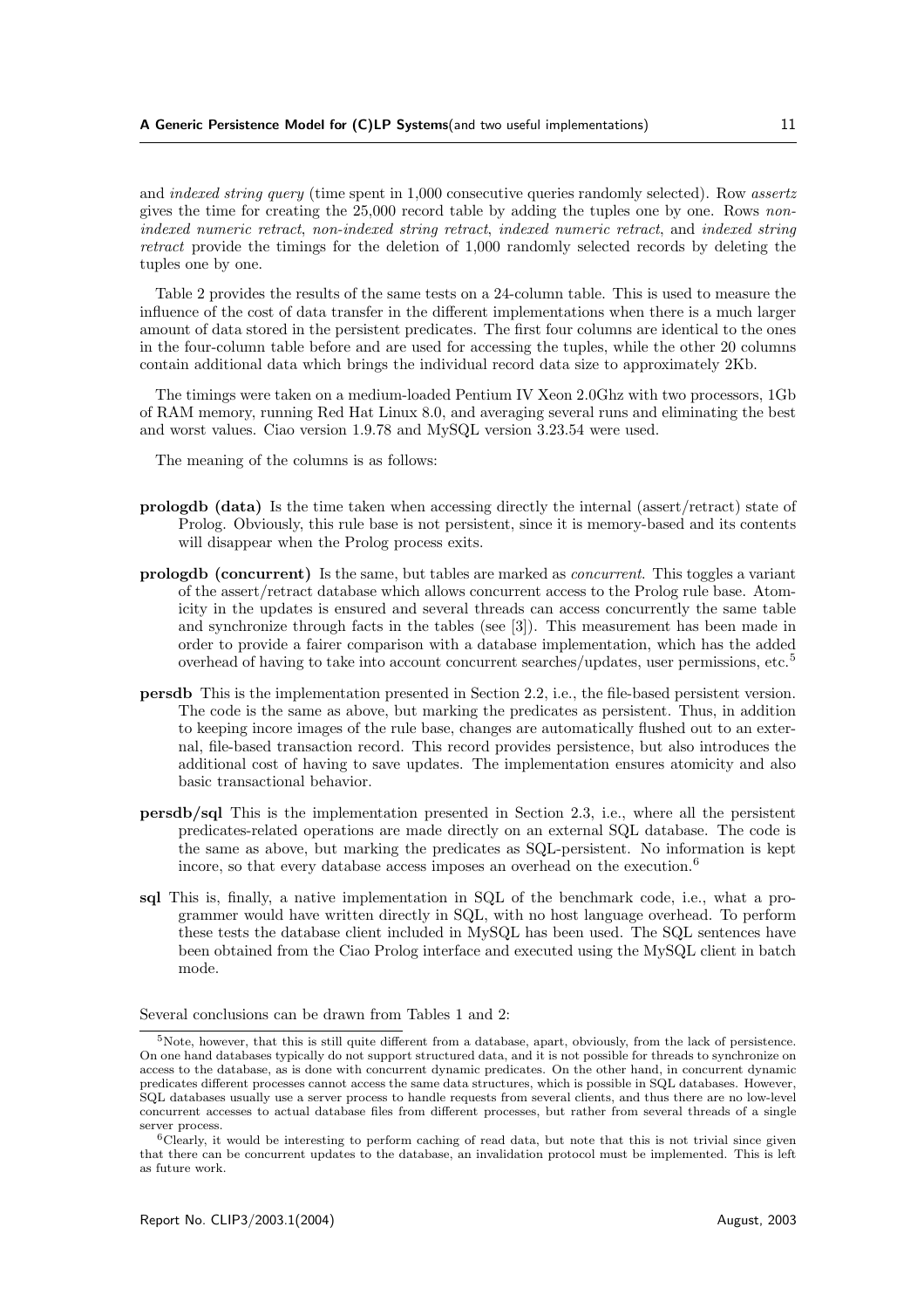and *indexed string query* (time spent in 1,000 consecutive queries randomly selected). Row *assertz* gives the time for creating the 25,000 record table by adding the tuples one by one. Rows *non-indexed numeric retract*, *non-indexed string retract*, *indexed numeric retract*, and *indexed string retract* provide the timings for the deletion of 1,000 randomly selected records by deleting the tuples one by one.

Table 2 provides the results of the same tests on a 24-column table. This is used to measure the influence of the cost of data transfer in the different implementations when there is a much larger amount of data stored in the persistent predicates. The first four columns are identical to the ones in the four-column table before and are used for accessing the tuples, while the other 20 columns contain additional data which brings the individual record data size to approximately 2Kb.

The timings were taken on a medium-loaded Pentium IV Xeon 2.0Ghz with two processors, 1Gb of RAM memory, running Red Hat Linux 8.0, and averaging several runs and eliminating the best and worst values. Ciao version 1.9.78 and MySQL version 3.23.54 were used.

The meaning of the columns is as follows:

**prologdb (data)** Is the time taken when accessing directly the internal (assert/retract) state of Prolog. Obviously, this rule base is not persistent, since it is memory-based and its contents will disappear when the Prolog process exits.

**prologdb (concurrent)** Is the same, but tables are marked as *concurrent*. This toggles a variant of the assert/retract database which allows concurrent access to the Prolog rule base. Atomicity in the updates is ensured and several threads can access concurrently the same table and synchronize through facts in the tables (see [3]). This measurement has been made in order to provide a fairer comparison with a database implementation, which has the added overhead of having to take into account concurrent searches/updates, user permissions, etc.[5]

**persdb** This is the implementation presented in Section 2.2, i.e., the file-based persistent version. The code is the same as above, but marking the predicates as persistent. Thus, in addition to keeping incore images of the rule base, changes are automatically flushed out to an external, file-based transaction record. This record provides persistence, but also introduces the additional cost of having to save updates. The implementation ensures atomicity and also basic transactional behavior.

**persdb/sql** This is the implementation presented in Section 2.3, i.e., where all the persistent predicates-related operations are made directly on an external SQL database. The code is the same as above, but marking the predicates as SQL-persistent. No information is kept incore, so that every database access imposes an overhead on the execution.[6]

**sql** This is, finally, a native implementation in SQL of the benchmark code, i.e., what a programmer would have written directly in SQL, with no host language overhead. To perform these tests the database client included in MySQL has been used. The SQL sentences have been obtained from the Ciao Prolog interface and executed using the MySQL client in batch mode.

Several conclusions can be drawn from Tables 1 and 2:

[5] Note, however, that this is still quite different from a database, apart, obviously, from the lack of persistence. On one hand databases typically do not support structured data, and it is not possible for threads to synchronize on access to the database, as is done with concurrent dynamic predicates. On the other hand, in concurrent dynamic predicates different processes cannot access the same data structures, which is possible in SQL databases. However, SQL databases usually use a server process to handle requests from several clients, and thus there are no low-level concurrent accesses to actual database files from different processes, but rather from several threads of a single server process.

[6] Clearly, it would be interesting to perform caching of read data, but note that this is not trivial since given that there can be concurrent updates to the database, an invalidation protocol must be implemented. This is left as future work.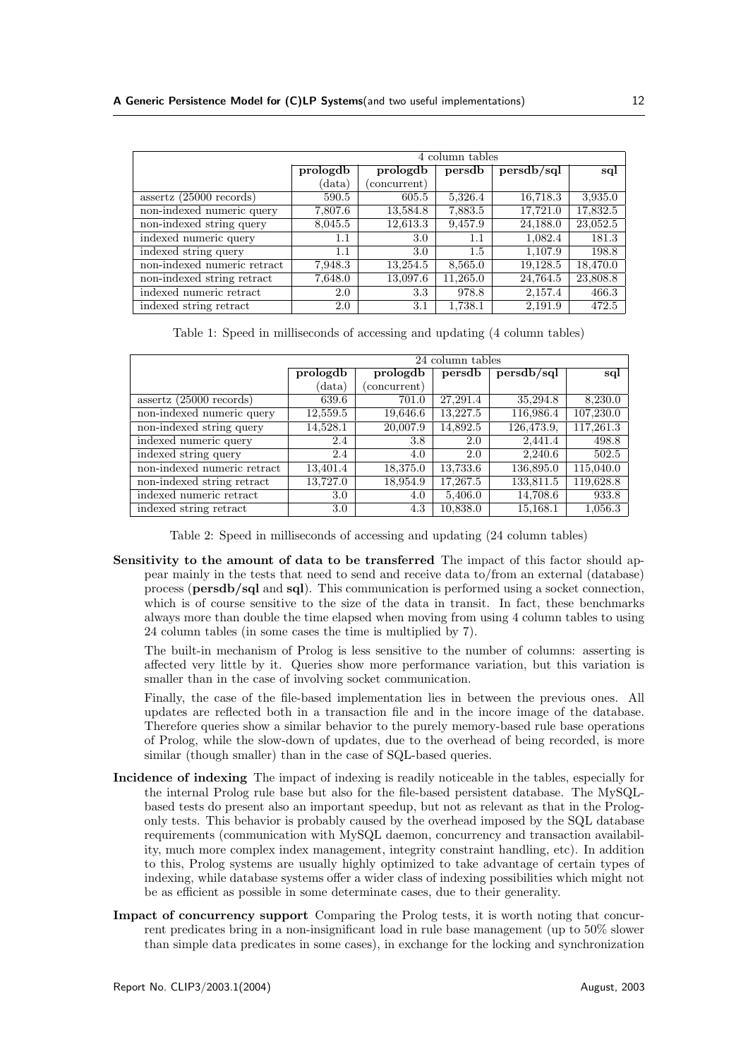| | 4 column tables | | | | |
|---|---|---|---|---|---|
| | **prologdb** (data) | **prologdb** (concurrent) | **persdb** | **persdb/sql** | **sql** |
| assertz (25000 records) | 590.5 | 605.5 | 5,326.4 | 16,718.3 | 3,935.0 |
| non-indexed numeric query | 7,807.6 | 13,584.8 | 7,883.5 | 17,721.0 | 17,832.5 |
| non-indexed string query | 8,045.5 | 12,613.3 | 9,457.9 | 24,188.0 | 23,052.5 |
| indexed numeric query | 1.1 | 3.0 | 1.1 | 1,082.4 | 181.3 |
| indexed string query | 1.1 | 3.0 | 1.5 | 1,107.9 | 198.8 |
| non-indexed numeric retract | 7,948.3 | 13,254.5 | 8,565.0 | 19,128.5 | 18,470.0 |
| non-indexed string retract | 7,648.0 | 13,097.6 | 11,265.0 | 24,764.5 | 23,808.8 |
| indexed numeric retract | 2.0 | 3.3 | 978.8 | 2,157.4 | 466.3 |
| indexed string retract | 2.0 | 3.1 | 1,738.1 | 2,191.9 | 472.5 |

Table 1: Speed in milliseconds of accessing and updating (4 column tables)

| | 24 column tables | | | | |
|---|---|---|---|---|---|
| | **prologdb** (data) | **prologdb** (concurrent) | **persdb** | **persdb/sql** | **sql** |
| assertz (25000 records) | 639.6 | 701.0 | 27,291.4 | 35,294.8 | 8,230.0 |
| non-indexed numeric query | 12,559.5 | 19,646.6 | 13,227.5 | 116,986.4 | 107,230.0 |
| non-indexed string query | 14,528.1 | 20,007.9 | 14,892.5 | 126,473.9, | 117,261.3 |
| indexed numeric query | 2.4 | 3.8 | 2.0 | 2,441.4 | 498.8 |
| indexed string query | 2.4 | 4.0 | 2.0 | 2,240.6 | 502.5 |
| non-indexed numeric retract | 13,401.4 | 18,375.0 | 13,733.6 | 136,895.0 | 115,040.0 |
| non-indexed string retract | 13,727.0 | 18,954.9 | 17,267.5 | 133,811.5 | 119,628.8 |
| indexed numeric retract | 3.0 | 4.0 | 5,406.0 | 14,708.6 | 933.8 |
| indexed string retract | 3.0 | 4.3 | 10,838.0 | 15,168.1 | 1,056.3 |

Table 2: Speed in milliseconds of accessing and updating (24 column tables)

**Sensitivity to the amount of data to be transferred** The impact of this factor should appear mainly in the tests that need to send and receive data to/from an external (database) process (**persdb/sql** and **sql**). This communication is performed using a socket connection, which is of course sensitive to the size of the data in transit. In fact, these benchmarks always more than double the time elapsed when moving from using 4 column tables to using 24 column tables (in some cases the time is multiplied by 7).

The built-in mechanism of Prolog is less sensitive to the number of columns: asserting is affected very little by it. Queries show more performance variation, but this variation is smaller than in the case of involving socket communication.

Finally, the case of the file-based implementation lies in between the previous ones. All updates are reflected both in a transaction file and in the incore image of the database. Therefore queries show a similar behavior to the purely memory-based rule base operations of Prolog, while the slow-down of updates, due to the overhead of being recorded, is more similar (though smaller) than in the case of SQL-based queries.

**Incidence of indexing** The impact of indexing is readily noticeable in the tables, especially for the internal Prolog rule base but also for the file-based persistent database. The MySQL-based tests do present also an important speedup, but not as relevant as that in the Prolog-only tests. This behavior is probably caused by the overhead imposed by the SQL database requirements (communication with MySQL daemon, concurrency and transaction availability, much more complex index management, integrity constraint handling, etc). In addition to this, Prolog systems are usually highly optimized to take advantage of certain types of indexing, while database systems offer a wider class of indexing possibilities which might not be as efficient as possible in some determinate cases, due to their generality.

**Impact of concurrency support** Comparing the Prolog tests, it is worth noting that concurrent predicates bring in a non-insignificant load in rule base management (up to 50% slower than simple data predicates in some cases), in exchange for the locking and synchronization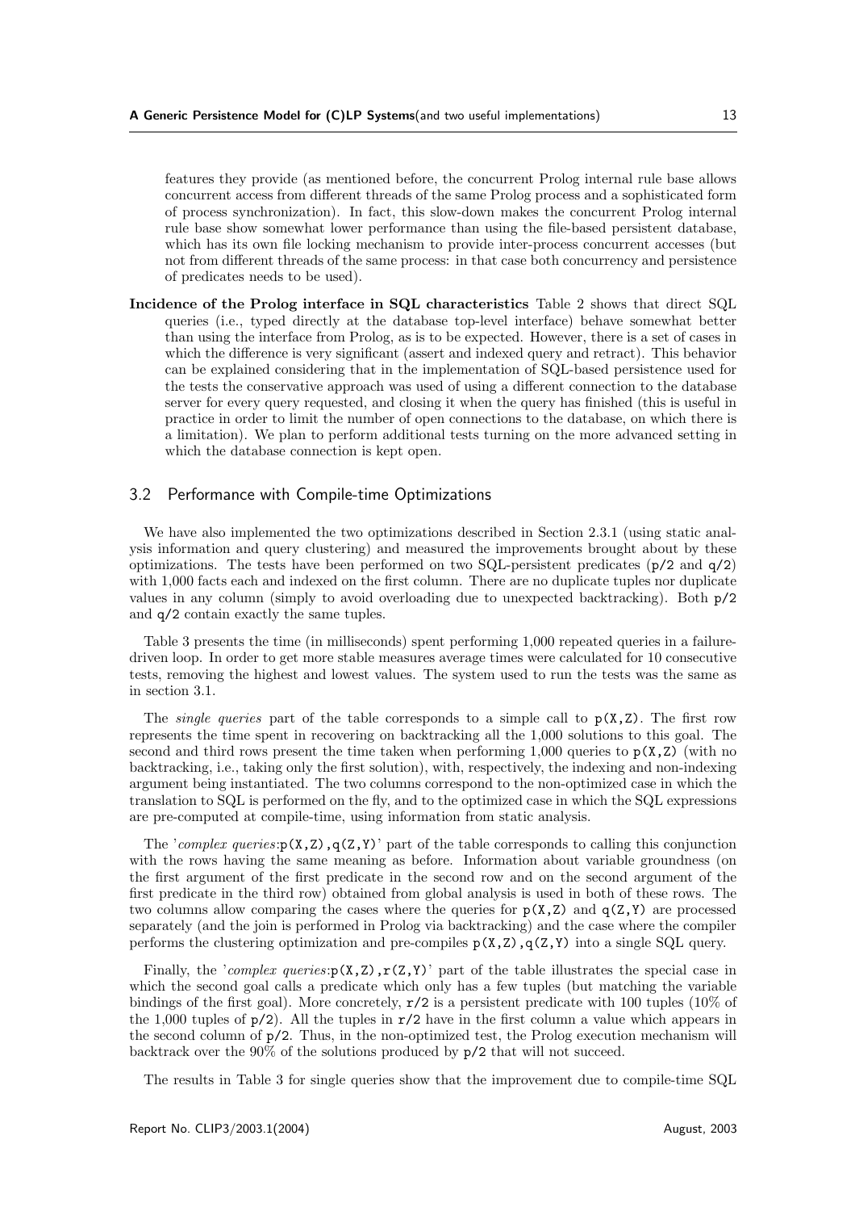features they provide (as mentioned before, the concurrent Prolog internal rule base allows concurrent access from different threads of the same Prolog process and a sophisticated form of process synchronization). In fact, this slow-down makes the concurrent Prolog internal rule base show somewhat lower performance than using the file-based persistent database, which has its own file locking mechanism to provide inter-process concurrent accesses (but not from different threads of the same process: in that case both concurrency and persistence of predicates needs to be used).

**Incidence of the Prolog interface in SQL characteristics** Table 2 shows that direct SQL queries (i.e., typed directly at the database top-level interface) behave somewhat better than using the interface from Prolog, as is to be expected. However, there is a set of cases in which the difference is very significant (assert and indexed query and retract). This behavior can be explained considering that in the implementation of SQL-based persistence used for the tests the conservative approach was used of using a different connection to the database server for every query requested, and closing it when the query has finished (this is useful in practice in order to limit the number of open connections to the database, on which there is a limitation). We plan to perform additional tests turning on the more advanced setting in which the database connection is kept open.

## 3.2 Performance with Compile-time Optimizations

We have also implemented the two optimizations described in Section 2.3.1 (using static analysis information and query clustering) and measured the improvements brought about by these optimizations. The tests have been performed on two SQL-persistent predicates (`p/2` and `q/2`) with 1,000 facts each and indexed on the first column. There are no duplicate tuples nor duplicate values in any column (simply to avoid overloading due to unexpected backtracking). Both `p/2` and `q/2` contain exactly the same tuples.

Table 3 presents the time (in milliseconds) spent performing 1,000 repeated queries in a failure-driven loop. In order to get more stable measures average times were calculated for 10 consecutive tests, removing the highest and lowest values. The system used to run the tests was the same as in section 3.1.

The *single queries* part of the table corresponds to a simple call to `p(X,Z)`. The first row represents the time spent in recovering on backtracking all the 1,000 solutions to this goal. The second and third rows present the time taken when performing 1,000 queries to `p(X,Z)` (with no backtracking, i.e., taking only the first solution), with, respectively, the indexing and non-indexing argument being instantiated. The two columns correspond to the non-optimized case in which the translation to SQL is performed on the fly, and to the optimized case in which the SQL expressions are pre-computed at compile-time, using information from static analysis.

The '*complex queries*:`p(X,Z),q(Z,Y)`' part of the table corresponds to calling this conjunction with the rows having the same meaning as before. Information about variable groundness (on the first argument of the first predicate in the second row and on the second argument of the first predicate in the third row) obtained from global analysis is used in both of these rows. The two columns allow comparing the cases where the queries for `p(X,Z)` and `q(Z,Y)` are processed separately (and the join is performed in Prolog via backtracking) and the case where the compiler performs the clustering optimization and pre-compiles `p(X,Z),q(Z,Y)` into a single SQL query.

Finally, the '*complex queries*:`p(X,Z),r(Z,Y)`' part of the table illustrates the special case in which the second goal calls a predicate which only has a few tuples (but matching the variable bindings of the first goal). More concretely, `r/2` is a persistent predicate with 100 tuples (10% of the 1,000 tuples of `p/2`). All the tuples in `r/2` have in the first column a value which appears in the second column of `p/2`. Thus, in the non-optimized test, the Prolog execution mechanism will backtrack over the 90% of the solutions produced by `p/2` that will not succeed.

The results in Table 3 for single queries show that the improvement due to compile-time SQL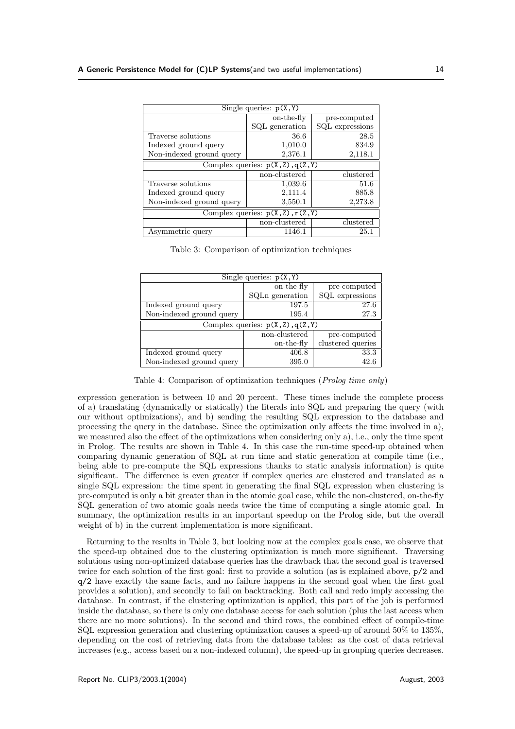| Single queries: `p(X,Y)` | | |
|---|---|---|
| | on-the-fly SQL generation | pre-computed SQL expressions |
| Traverse solutions | 36.6 | 28.5 |
| Indexed ground query | 1,010.0 | 834.9 |
| Non-indexed ground query | 2,376.1 | 2,118.1 |
| Complex queries: `p(X,Z),q(Z,Y)` | | |
| | non-clustered | clustered |
| Traverse solutions | 1,039.6 | 51.6 |
| Indexed ground query | 2,111.4 | 885.8 |
| Non-indexed ground query | 3,550.1 | 2,273.8 |
| Complex queries: `p(X,Z),r(Z,Y)` | | |
| | non-clustered | clustered |
| Asymmetric query | 1146.1 | 25.1 |

Table 3: Comparison of optimization techniques

| Single queries: `p(X,Y)` | | |
|---|---|---|
| | on-the-fly SQLn generation | pre-computed SQL expressions |
| Indexed ground query | 197.5 | 27.6 |
| Non-indexed ground query | 195.4 | 27.3 |
| Complex queries: `p(X,Z),q(Z,Y)` | | |
| | non-clustered on-the-fly | pre-computed clustered queries |
| Indexed ground query | 406.8 | 33.3 |
| Non-indexed ground query | 395.0 | 42.6 |

Table 4: Comparison of optimization techniques (*Prolog time only*)

expression generation is between 10 and 20 percent. These times include the complete process of a) translating (dynamically or statically) the literals into SQL and preparing the query (with our without optimizations), and b) sending the resulting SQL expression to the database and processing the query in the database. Since the optimization only affects the time involved in a), we measured also the effect of the optimizations when considering only a), i.e., only the time spent in Prolog. The results are shown in Table 4. In this case the run-time speed-up obtained when comparing dynamic generation of SQL at run time and static generation at compile time (i.e., being able to pre-compute the SQL expressions thanks to static analysis information) is quite significant. The difference is even greater if complex queries are clustered and translated as a single SQL expression: the time spent in generating the final SQL expression when clustering is pre-computed is only a bit greater than in the atomic goal case, while the non-clustered, on-the-fly SQL generation of two atomic goals needs twice the time of computing a single atomic goal. In summary, the optimization results in an important speedup on the Prolog side, but the overall weight of b) in the current implementation is more significant.

Returning to the results in Table 3, but looking now at the complex goals case, we observe that the speed-up obtained due to the clustering optimization is much more significant. Traversing solutions using non-optimized database queries has the drawback that the second goal is traversed twice for each solution of the first goal: first to provide a solution (as is explained above, `p/2` and `q/2` have exactly the same facts, and no failure happens in the second goal when the first goal provides a solution), and secondly to fail on backtracking. Both call and redo imply accessing the database. In contrast, if the clustering optimization is applied, this part of the job is performed inside the database, so there is only one database access for each solution (plus the last access when there are no more solutions). In the second and third rows, the combined effect of compile-time SQL expression generation and clustering optimization causes a speed-up of around 50% to 135%, depending on the cost of retrieving data from the database tables: as the cost of data retrieval increases (e.g., access based on a non-indexed column), the speed-up in grouping queries decreases.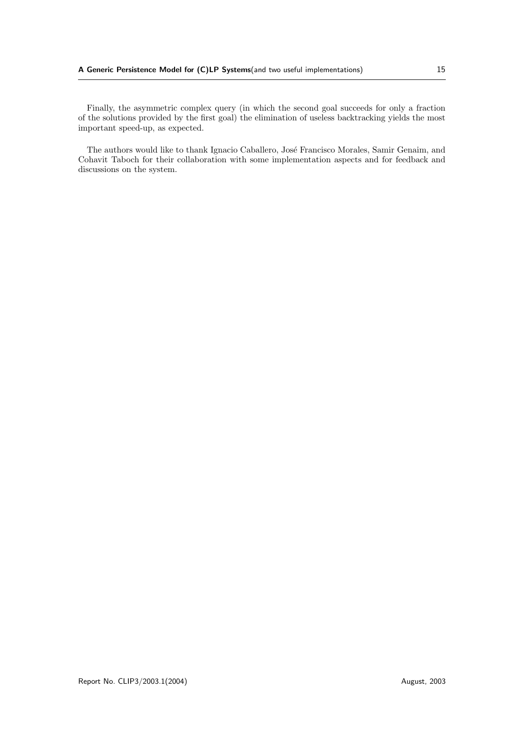Finally, the asymmetric complex query (in which the second goal succeeds for only a fraction of the solutions provided by the first goal) the elimination of useless backtracking yields the most important speed-up, as expected.

The authors would like to thank Ignacio Caballero, José Francisco Morales, Samir Genaim, and Cohavit Taboch for their collaboration with some implementation aspects and for feedback and discussions on the system.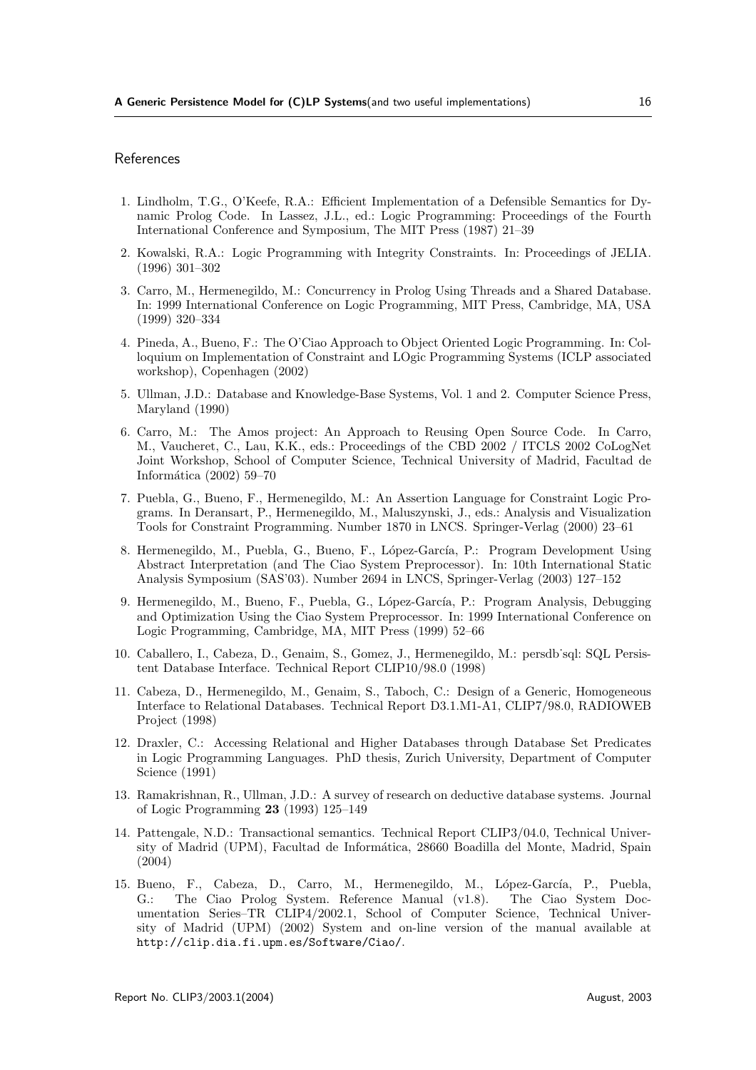## References

1. Lindholm, T.G., O'Keefe, R.A.: Efficient Implementation of a Defensible Semantics for Dynamic Prolog Code. In Lassez, J.L., ed.: Logic Programming: Proceedings of the Fourth International Conference and Symposium, The MIT Press (1987) 21–39

2. Kowalski, R.A.: Logic Programming with Integrity Constraints. In: Proceedings of JELIA. (1996) 301–302

3. Carro, M., Hermenegildo, M.: Concurrency in Prolog Using Threads and a Shared Database. In: 1999 International Conference on Logic Programming, MIT Press, Cambridge, MA, USA (1999) 320–334

4. Pineda, A., Bueno, F.: The O'Ciao Approach to Object Oriented Logic Programming. In: Colloquium on Implementation of Constraint and LOgic Programming Systems (ICLP associated workshop), Copenhagen (2002)

5. Ullman, J.D.: Database and Knowledge-Base Systems, Vol. 1 and 2. Computer Science Press, Maryland (1990)

6. Carro, M.: The Amos project: An Approach to Reusing Open Source Code. In Carro, M., Vaucheret, C., Lau, K.K., eds.: Proceedings of the CBD 2002 / ITCLS 2002 CoLogNet Joint Workshop, School of Computer Science, Technical University of Madrid, Facultad de Informática (2002) 59–70

7. Puebla, G., Bueno, F., Hermenegildo, M.: An Assertion Language for Constraint Logic Programs. In Deransart, P., Hermenegildo, M., Maluszynski, J., eds.: Analysis and Visualization Tools for Constraint Programming. Number 1870 in LNCS. Springer-Verlag (2000) 23–61

8. Hermenegildo, M., Puebla, G., Bueno, F., López-García, P.: Program Development Using Abstract Interpretation (and The Ciao System Preprocessor). In: 10th International Static Analysis Symposium (SAS'03). Number 2694 in LNCS, Springer-Verlag (2003) 127–152

9. Hermenegildo, M., Bueno, F., Puebla, G., López-García, P.: Program Analysis, Debugging and Optimization Using the Ciao System Preprocessor. In: 1999 International Conference on Logic Programming, Cambridge, MA, MIT Press (1999) 52–66

10. Caballero, I., Cabeza, D., Genaim, S., Gomez, J., Hermenegildo, M.: persdb˙sql: SQL Persistent Database Interface. Technical Report CLIP10/98.0 (1998)

11. Cabeza, D., Hermenegildo, M., Genaim, S., Taboch, C.: Design of a Generic, Homogeneous Interface to Relational Databases. Technical Report D3.1.M1-A1, CLIP7/98.0, RADIOWEB Project (1998)

12. Draxler, C.: Accessing Relational and Higher Databases through Database Set Predicates in Logic Programming Languages. PhD thesis, Zurich University, Department of Computer Science (1991)

13. Ramakrishnan, R., Ullman, J.D.: A survey of research on deductive database systems. Journal of Logic Programming **23** (1993) 125–149

14. Pattengale, N.D.: Transactional semantics. Technical Report CLIP3/04.0, Technical University of Madrid (UPM), Facultad de Informática, 28660 Boadilla del Monte, Madrid, Spain (2004)

15. Bueno, F., Cabeza, D., Carro, M., Hermenegildo, M., López-García, P., Puebla, G.: The Ciao Prolog System. Reference Manual (v1.8). The Ciao System Documentation Series–TR CLIP4/2002.1, School of Computer Science, Technical University of Madrid (UPM) (2002) System and on-line version of the manual available at `http://clip.dia.fi.upm.es/Software/Ciao/`.